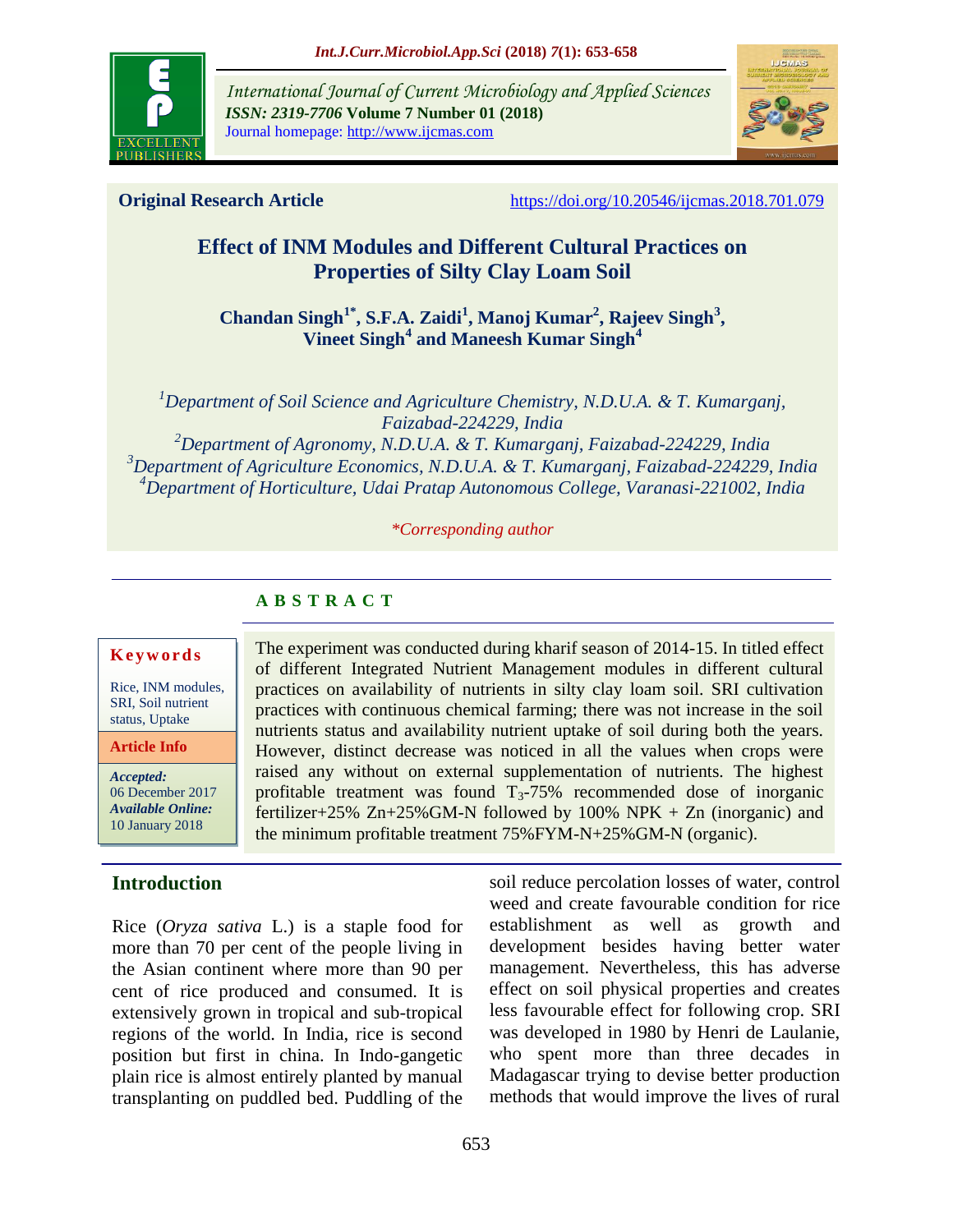International Journal of Current Microbiology and Applied Sciences
*ISSN: 2319-7706* **Volume 7 Number 01 (2018)**
Journal homepage: http://www.ijcmas.com

**Original Research Article** https://doi.org/10.20546/ijcmas.2018.701.079

# Effect of INM Modules and Different Cultural Practices on Properties of Silty Clay Loam Soil

**Chandan Singh[1*], S.F.A. Zaidi[1], Manoj Kumar[2], Rajeev Singh[3], Vineet Singh[4] and Maneesh Kumar Singh[4]**

*[1]Department of Soil Science and Agriculture Chemistry, N.D.U.A. & T. Kumarganj, Faizabad-224229, India*
*[2]Department of Agronomy, N.D.U.A. & T. Kumarganj, Faizabad-224229, India*
*[3]Department of Agriculture Economics, N.D.U.A. & T. Kumarganj, Faizabad-224229, India*
*[4]Department of Horticulture, Udai Pratap Autonomous College, Varanasi-221002, India*

*\*Corresponding author*

## ABSTRACT

**Keywords**

Rice, INM modules, SRI, Soil nutrient status, Uptake

**Article Info**

***Accepted:*** 06 December 2017
***Available Online:*** 10 January 2018

The experiment was conducted during kharif season of 2014-15. In titled effect of different Integrated Nutrient Management modules in different cultural practices on availability of nutrients in silty clay loam soil. SRI cultivation practices with continuous chemical farming; there was not increase in the soil nutrients status and availability nutrient uptake of soil during both the years. However, distinct decrease was noticed in all the values when crops were raised any without on external supplementation of nutrients. The highest profitable treatment was found $T_3$-75% recommended dose of inorganic fertilizer+25% Zn+25%GM-N followed by 100% NPK + Zn (inorganic) and the minimum profitable treatment 75%FYM-N+25%GM-N (organic).

## Introduction

Rice (*Oryza sativa* L.) is a staple food for more than 70 per cent of the people living in the Asian continent where more than 90 per cent of rice produced and consumed. It is extensively grown in tropical and sub-tropical regions of the world. In India, rice is second position but first in china. In Indo-gangetic plain rice is almost entirely planted by manual transplanting on puddled bed. Puddling of the soil reduce percolation losses of water, control weed and create favourable condition for rice establishment as well as growth and development besides having better water management. Nevertheless, this has adverse effect on soil physical properties and creates less favourable effect for following crop. SRI was developed in 1980 by Henri de Laulanie, who spent more than three decades in Madagascar trying to devise better production methods that would improve the lives of rural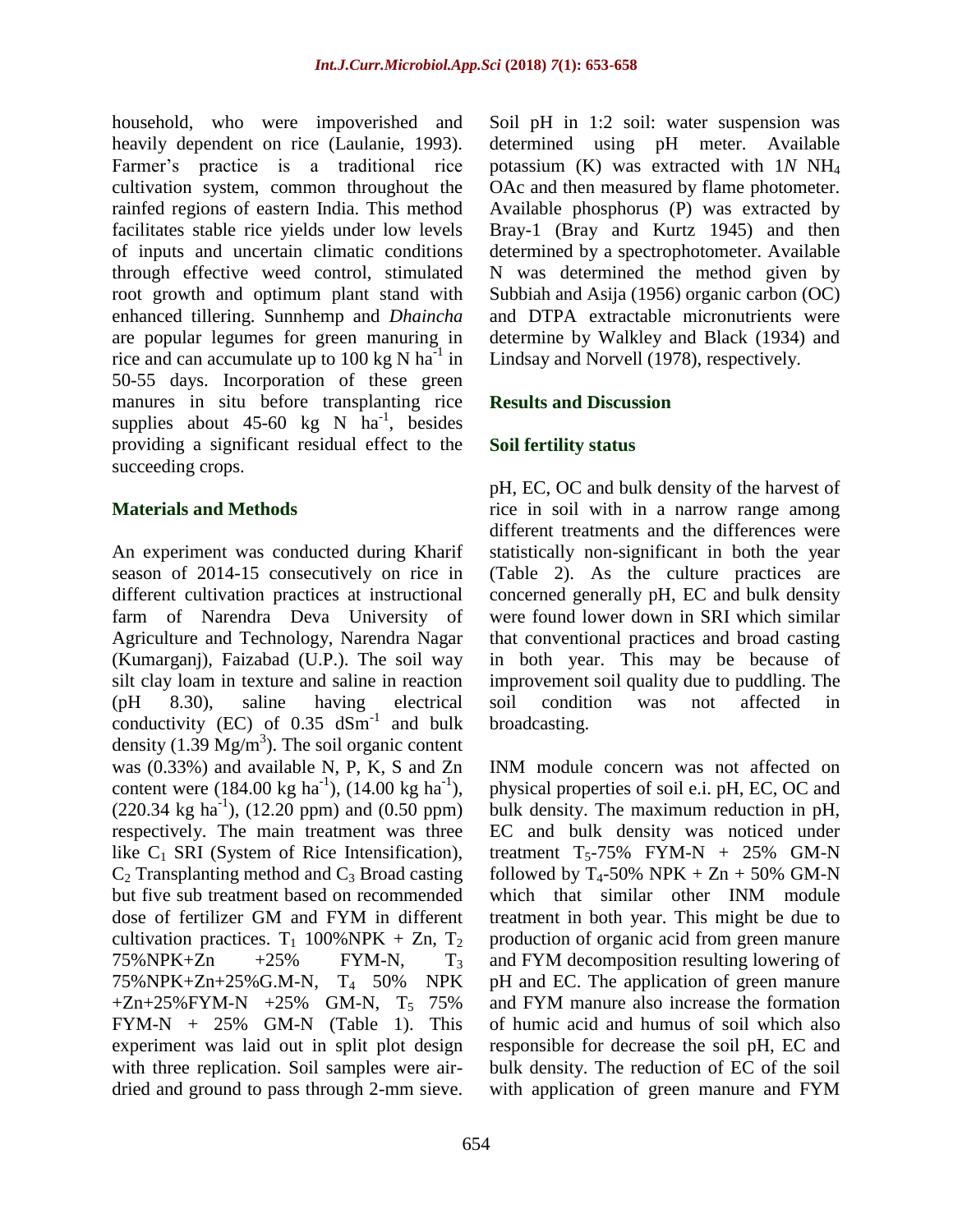household, who were impoverished and heavily dependent on rice (Laulanie, 1993). Farmer's practice is a traditional rice cultivation system, common throughout the rainfed regions of eastern India. This method facilitates stable rice yields under low levels of inputs and uncertain climatic conditions through effective weed control, stimulated root growth and optimum plant stand with enhanced tillering. Sunnhemp and *Dhaincha* are popular legumes for green manuring in rice and can accumulate up to 100 kg N $ha^{-1}$ in 50-55 days. Incorporation of these green manures in situ before transplanting rice supplies about 45-60 kg N $ha^{-1}$, besides providing a significant residual effect to the succeeding crops.

## Materials and Methods

An experiment was conducted during Kharif season of 2014-15 consecutively on rice in different cultivation practices at instructional farm of Narendra Deva University of Agriculture and Technology, Narendra Nagar (Kumarganj), Faizabad (U.P.). The soil way silt clay loam in texture and saline in reaction (pH 8.30), saline having electrical conductivity (EC) of 0.35 $dSm^{-1}$ and bulk density (1.39 $Mg/m^3$). The soil organic content was (0.33%) and available N, P, K, S and Zn content were (184.00 kg $ha^{-1}$), (14.00 kg $ha^{-1}$), (220.34 kg $ha^{-1}$), (12.20 ppm) and (0.50 ppm) respectively. The main treatment was three like $C_1$ SRI (System of Rice Intensification), $C_2$ Transplanting method and $C_3$ Broad casting but five sub treatment based on recommended dose of fertilizer GM and FYM in different cultivation practices. $T_1$ 100%NPK + Zn, $T_2$ 75%NPK+Zn +25% FYM-N, $T_3$ 75%NPK+Zn+25%G.M-N, $T_4$ 50% NPK +Zn+25%FYM-N +25% GM-N, $T_5$ 75% FYM-N + 25% GM-N (Table 1). This experiment was laid out in split plot design with three replication. Soil samples were air-dried and ground to pass through 2-mm sieve. Soil pH in 1:2 soil: water suspension was determined using pH meter. Available potassium (K) was extracted with 1*N* $NH_4$ OAc and then measured by flame photometer. Available phosphorus (P) was extracted by Bray-1 (Bray and Kurtz 1945) and then determined by a spectrophotometer. Available N was determined the method given by Subbiah and Asija (1956) organic carbon (OC) and DTPA extractable micronutrients were determine by Walkley and Black (1934) and Lindsay and Norvell (1978), respectively.

## Results and Discussion

### Soil fertility status

pH, EC, OC and bulk density of the harvest of rice in soil with in a narrow range among different treatments and the differences were statistically non-significant in both the year (Table 2). As the culture practices are concerned generally pH, EC and bulk density were found lower down in SRI which similar that conventional practices and broad casting in both year. This may be because of improvement soil quality due to puddling. The soil condition was not affected in broadcasting.

INM module concern was not affected on physical properties of soil e.i. pH, EC, OC and bulk density. The maximum reduction in pH, EC and bulk density was noticed under treatment $T_5$-75% FYM-N + 25% GM-N followed by $T_4$-50% NPK + Zn + 50% GM-N which that similar other INM module treatment in both year. This might be due to production of organic acid from green manure and FYM decomposition resulting lowering of pH and EC. The application of green manure and FYM manure also increase the formation of humic acid and humus of soil which also responsible for decrease the soil pH, EC and bulk density. The reduction of EC of the soil with application of green manure and FYM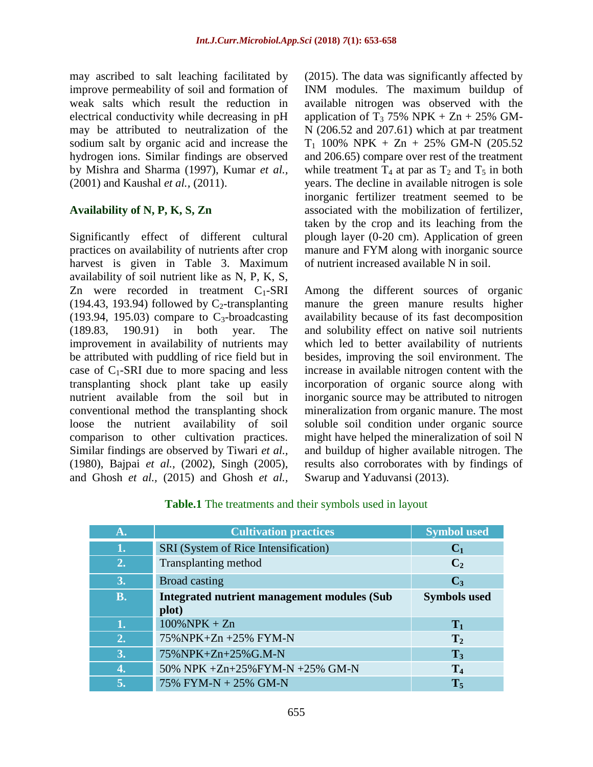may ascribed to salt leaching facilitated by improve permeability of soil and formation of weak salts which result the reduction in electrical conductivity while decreasing in pH may be attributed to neutralization of the sodium salt by organic acid and increase the hydrogen ions. Similar findings are observed by Mishra and Sharma (1997), Kumar *et al.,* (2001) and Kaushal *et al.,* (2011).

### Availability of N, P, K, S, Zn

Significantly effect of different cultural practices on availability of nutrients after crop harvest is given in Table 3. Maximum availability of soil nutrient like as N, P, K, S, Zn were recorded in treatment $C_1$-SRI (194.43, 193.94) followed by $C_2$-transplanting (193.94, 195.03) compare to $C_3$-broadcasting (189.83, 190.91) in both year. The improvement in availability of nutrients may be attributed with puddling of rice field but in case of $C_1$-SRI due to more spacing and less transplanting shock plant take up easily nutrient available from the soil but in conventional method the transplanting shock loose the nutrient availability of soil comparison to other cultivation practices. Similar findings are observed by Tiwari *et al.,* (1980), Bajpai *et al.,* (2002), Singh (2005), and Ghosh *et al.,* (2015) and Ghosh *et al.,* (2015). The data was significantly affected by INM modules. The maximum buildup of available nitrogen was observed with the application of $T_3$ 75% NPK + Zn + 25% GM-N (206.52 and 207.61) which at par treatment $T_1$ 100% NPK + Zn + 25% GM-N (205.52 and 206.65) compare over rest of the treatment while treatment $T_4$ at par as $T_2$ and $T_5$ in both years. The decline in available nitrogen is sole inorganic fertilizer treatment seemed to be associated with the mobilization of fertilizer, taken by the crop and its leaching from the plough layer (0-20 cm). Application of green manure and FYM along with inorganic source of nutrient increased available N in soil.

Among the different sources of organic manure the green manure results higher availability because of its fast decomposition and solubility effect on native soil nutrients which led to better availability of nutrients besides, improving the soil environment. The increase in available nitrogen content with the incorporation of organic source along with inorganic source may be attributed to nitrogen mineralization from organic manure. The most soluble soil condition under organic source might have helped the mineralization of soil N and buildup of higher available nitrogen. The results also corroborates with by findings of Swarup and Yaduvansi (2013).

**Table.1** The treatments and their symbols used in layout

| A. | Cultivation practices | Symbol used |
|---|---|---|
| 1. | SRI (System of Rice Intensification) | $C_1$ |
| 2. | Transplanting method | $C_2$ |
| 3. | Broad casting | $C_3$ |
| **B.** | **Integrated nutrient management modules (Sub plot)** | **Symbols used** |
| 1. | 100%NPK + Zn | $T_1$ |
| 2. | 75%NPK+Zn +25% FYM-N | $T_2$ |
| 3. | 75%NPK+Zn+25%G.M-N | $T_3$ |
| 4. | 50% NPK +Zn+25%FYM-N +25% GM-N | $T_4$ |
| 5. | 75% FYM-N + 25% GM-N | $T_5$ |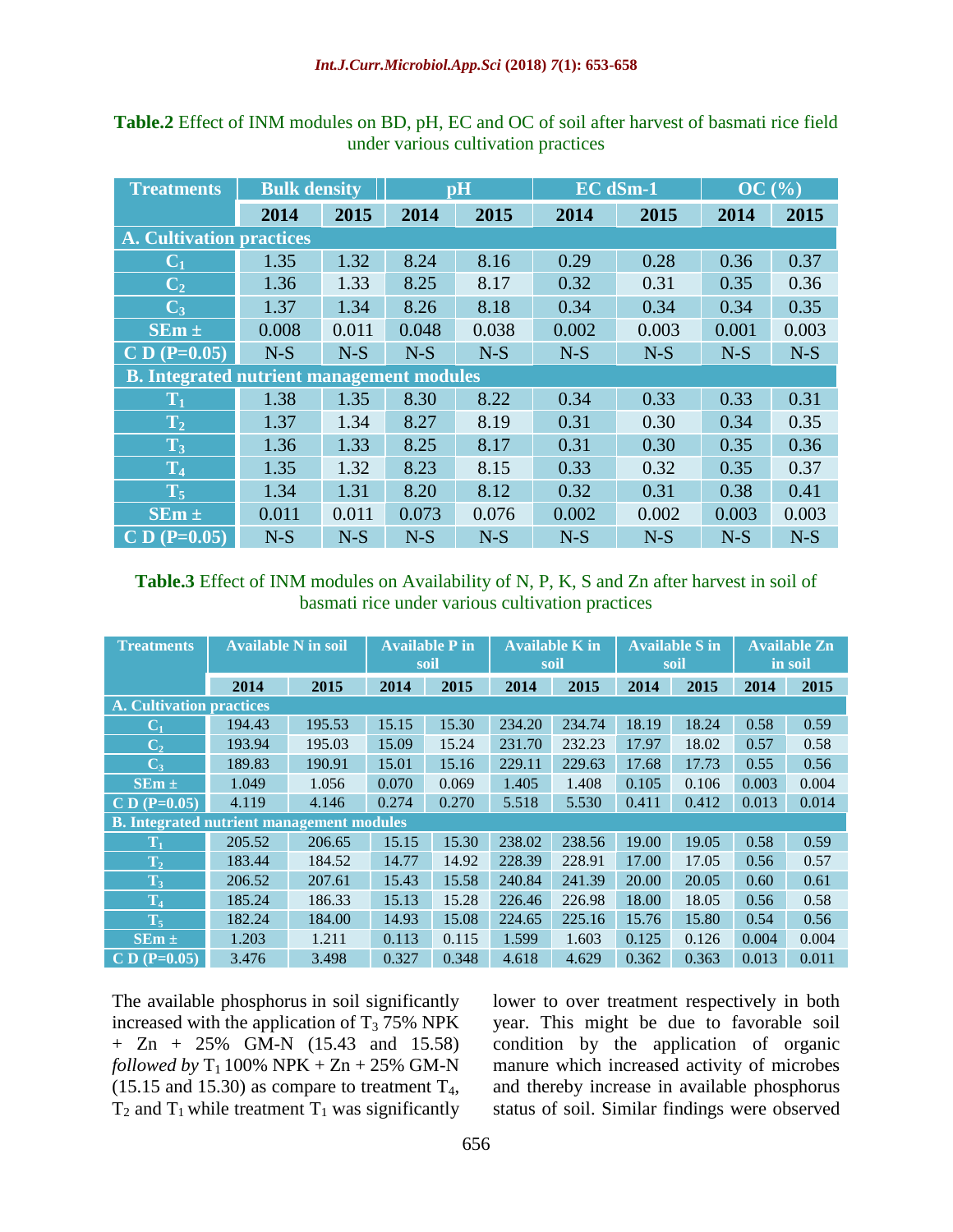**Table.2** Effect of INM modules on BD, pH, EC and OC of soil after harvest of basmati rice field under various cultivation practices

| Treatments | Bulk density | | pH | | EC dSm-1 | | OC (%) | |
|---|---|---|---|---|---|---|---|---|
| | 2014 | 2015 | 2014 | 2015 | 2014 | 2015 | 2014 | 2015 |
| **A. Cultivation practices** | | | | | | | | |
| $C_1$ | 1.35 | 1.32 | 8.24 | 8.16 | 0.29 | 0.28 | 0.36 | 0.37 |
| $C_2$ | 1.36 | 1.33 | 8.25 | 8.17 | 0.32 | 0.31 | 0.35 | 0.36 |
| $C_3$ | 1.37 | 1.34 | 8.26 | 8.18 | 0.34 | 0.34 | 0.34 | 0.35 |
| SEm ± | 0.008 | 0.011 | 0.048 | 0.038 | 0.002 | 0.003 | 0.001 | 0.003 |
| C D (P=0.05) | N-S | N-S | N-S | N-S | N-S | N-S | N-S | N-S |
| **B. Integrated nutrient management modules** | | | | | | | | |
| $T_1$ | 1.38 | 1.35 | 8.30 | 8.22 | 0.34 | 0.33 | 0.33 | 0.31 |
| $T_2$ | 1.37 | 1.34 | 8.27 | 8.19 | 0.31 | 0.30 | 0.34 | 0.35 |
| $T_3$ | 1.36 | 1.33 | 8.25 | 8.17 | 0.31 | 0.30 | 0.35 | 0.36 |
| $T_4$ | 1.35 | 1.32 | 8.23 | 8.15 | 0.33 | 0.32 | 0.35 | 0.37 |
| $T_5$ | 1.34 | 1.31 | 8.20 | 8.12 | 0.32 | 0.31 | 0.38 | 0.41 |
| SEm ± | 0.011 | 0.011 | 0.073 | 0.076 | 0.002 | 0.002 | 0.003 | 0.003 |
| C D (P=0.05) | N-S | N-S | N-S | N-S | N-S | N-S | N-S | N-S |

**Table.3** Effect of INM modules on Availability of N, P, K, S and Zn after harvest in soil of basmati rice under various cultivation practices

| Treatments | Available N in soil | | Available P in soil | | Available K in soil | | Available S in soil | | Available Zn in soil | |
|---|---|---|---|---|---|---|---|---|---|---|
| | 2014 | 2015 | 2014 | 2015 | 2014 | 2015 | 2014 | 2015 | 2014 | 2015 |
| **A. Cultivation practices** | | | | | | | | | | |
| $C_1$ | 194.43 | 195.53 | 15.15 | 15.30 | 234.20 | 234.74 | 18.19 | 18.24 | 0.58 | 0.59 |
| $C_2$ | 193.94 | 195.03 | 15.09 | 15.24 | 231.70 | 232.23 | 17.97 | 18.02 | 0.57 | 0.58 |
| $C_3$ | 189.83 | 190.91 | 15.01 | 15.16 | 229.11 | 229.63 | 17.68 | 17.73 | 0.55 | 0.56 |
| SEm ± | 1.049 | 1.056 | 0.070 | 0.069 | 1.405 | 1.408 | 0.105 | 0.106 | 0.003 | 0.004 |
| C D (P=0.05) | 4.119 | 4.146 | 0.274 | 0.270 | 5.518 | 5.530 | 0.411 | 0.412 | 0.013 | 0.014 |
| **B. Integrated nutrient management modules** | | | | | | | | | | |
| $T_1$ | 205.52 | 206.65 | 15.15 | 15.30 | 238.02 | 238.56 | 19.00 | 19.05 | 0.58 | 0.59 |
| $T_2$ | 183.44 | 184.52 | 14.77 | 14.92 | 228.39 | 228.91 | 17.00 | 17.05 | 0.56 | 0.57 |
| $T_3$ | 206.52 | 207.61 | 15.43 | 15.58 | 240.84 | 241.39 | 20.00 | 20.05 | 0.60 | 0.61 |
| $T_4$ | 185.24 | 186.33 | 15.13 | 15.28 | 226.46 | 226.98 | 18.00 | 18.05 | 0.56 | 0.58 |
| $T_5$ | 182.24 | 184.00 | 14.93 | 15.08 | 224.65 | 225.16 | 15.76 | 15.80 | 0.54 | 0.56 |
| SEm ± | 1.203 | 1.211 | 0.113 | 0.115 | 1.599 | 1.603 | 0.125 | 0.126 | 0.004 | 0.004 |
| C D (P=0.05) | 3.476 | 3.498 | 0.327 | 0.348 | 4.618 | 4.629 | 0.362 | 0.363 | 0.013 | 0.011 |

The available phosphorus in soil significantly increased with the application of $T_3$ 75% NPK + Zn + 25% GM-N (15.43 and 15.58) *followed by* $T_1$ 100% NPK + Zn + 25% GM-N (15.15 and 15.30) as compare to treatment $T_4$, $T_2$ and $T_1$ while treatment $T_1$ was significantly lower to over treatment respectively in both year. This might be due to favorable soil condition by the application of organic manure which increased activity of microbes and thereby increase in available phosphorus status of soil. Similar findings were observed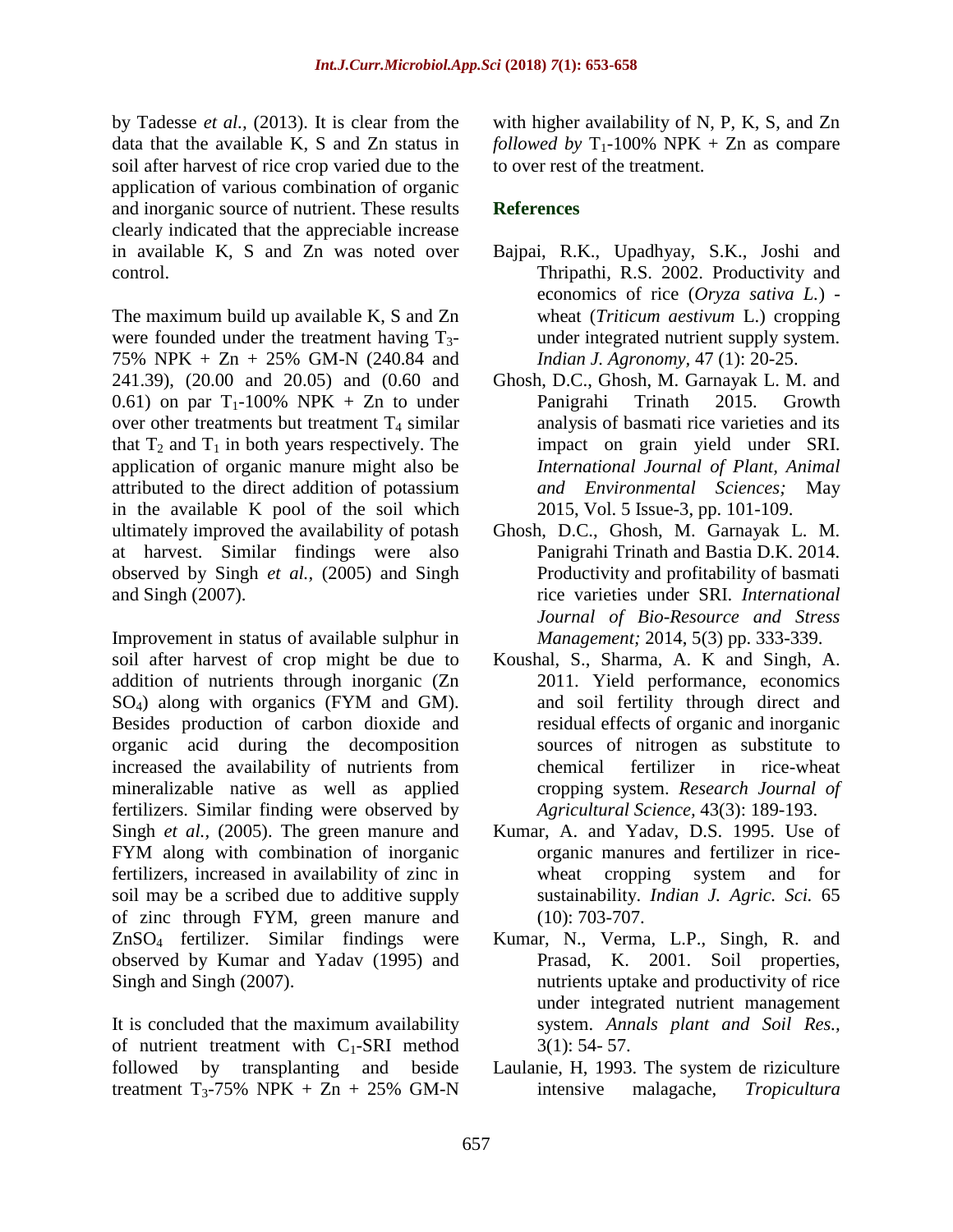by Tadesse *et al.*, (2013). It is clear from the data that the available K, S and Zn status in soil after harvest of rice crop varied due to the application of various combination of organic and inorganic source of nutrient. These results clearly indicated that the appreciable increase in available K, S and Zn was noted over control.

The maximum build up available K, S and Zn were founded under the treatment having $T_3$-75% NPK + Zn + 25% GM-N (240.84 and 241.39), (20.00 and 20.05) and (0.60 and 0.61) on par $T_1$-100% NPK + Zn to under over other treatments but treatment $T_4$ similar that $T_2$ and $T_1$ in both years respectively. The application of organic manure might also be attributed to the direct addition of potassium in the available K pool of the soil which ultimately improved the availability of potash at harvest. Similar findings were also observed by Singh *et al.*, (2005) and Singh and Singh (2007).

Improvement in status of available sulphur in soil after harvest of crop might be due to addition of nutrients through inorganic (Zn $SO_4$) along with organics (FYM and GM). Besides production of carbon dioxide and organic acid during the decomposition increased the availability of nutrients from mineralizable native as well as applied fertilizers. Similar finding were observed by Singh *et al.*, (2005). The green manure and FYM along with combination of inorganic fertilizers, increased in availability of zinc in soil may be a scribed due to additive supply of zinc through FYM, green manure and $ZnSO_4$ fertilizer. Similar findings were observed by Kumar and Yadav (1995) and Singh and Singh (2007).

It is concluded that the maximum availability of nutrient treatment with $C_1$-SRI method followed by transplanting and beside treatment $T_3$-75% NPK + Zn + 25% GM-N with higher availability of N, P, K, S, and Zn *followed by* $T_1$-100% NPK + Zn as compare to over rest of the treatment.

## References

Bajpai, R.K., Upadhyay, S.K., Joshi and Thripathi, R.S. 2002. Productivity and economics of rice (*Oryza sativa L.*) - wheat (*Triticum aestivum* L.) cropping under integrated nutrient supply system. *Indian J. Agronomy*, 47 (1): 20-25.

Ghosh, D.C., Ghosh, M. Garnayak L. M. and Panigrahi Trinath 2015. Growth analysis of basmati rice varieties and its impact on grain yield under SRI. *International Journal of Plant, Animal and Environmental Sciences;* May 2015, Vol. 5 Issue-3, pp. 101-109.

Ghosh, D.C., Ghosh, M. Garnayak L. M. Panigrahi Trinath and Bastia D.K. 2014. Productivity and profitability of basmati rice varieties under SRI. *International Journal of Bio-Resource and Stress Management;* 2014, 5(3) pp. 333-339.

Koushal, S., Sharma, A. K and Singh, A. 2011. Yield performance, economics and soil fertility through direct and residual effects of organic and inorganic sources of nitrogen as substitute to chemical fertilizer in rice-wheat cropping system. *Research Journal of Agricultural Science*, 43(3): 189-193.

Kumar, A. and Yadav, D.S. 1995. Use of organic manures and fertilizer in rice-wheat cropping system and for sustainability. *Indian J. Agric. Sci.* 65 (10): 703-707.

Kumar, N., Verma, L.P., Singh, R. and Prasad, K. 2001. Soil properties, nutrients uptake and productivity of rice under integrated nutrient management system. *Annals plant and Soil Res.*, 3(1): 54- 57.

Laulanie, H, 1993. The system de riziculture intensive malagache, *Tropicultura*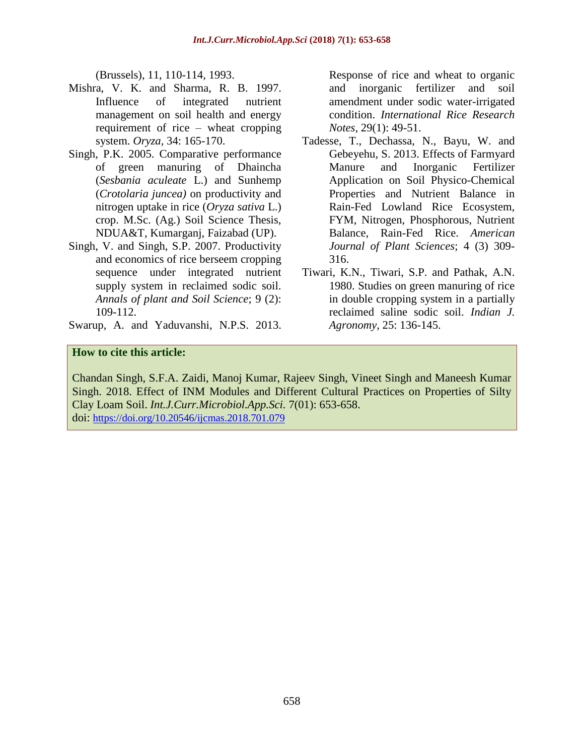(Brussels), 11, 110-114, 1993.

Mishra, V. K. and Sharma, R. B. 1997. Influence of integrated nutrient management on soil health and energy requirement of rice – wheat cropping system. *Oryza,* 34: 165-170.

Singh, P.K. 2005. Comparative performance of green manuring of Dhaincha (*Sesbania aculeate* L.) and Sunhemp (*Crotolaria juncea)* on productivity and nitrogen uptake in rice (*Oryza sativa* L.) crop. M.Sc. (Ag.) Soil Science Thesis, NDUA&T, Kumarganj, Faizabad (UP).

Singh, V. and Singh, S.P. 2007. Productivity and economics of rice berseem cropping sequence under integrated nutrient supply system in reclaimed sodic soil. *Annals of plant and Soil Science*; 9 (2): 109-112.

Swarup, A. and Yaduvanshi, N.P.S. 2013. Response of rice and wheat to organic and inorganic fertilizer and soil amendment under sodic water-irrigated condition. *International Rice Research Notes*, 29(1): 49-51.

Tadesse, T., Dechassa, N., Bayu, W. and Gebeyehu, S. 2013. Effects of Farmyard Manure and Inorganic Fertilizer Application on Soil Physico-Chemical Properties and Nutrient Balance in Rain-Fed Lowland Rice Ecosystem, FYM, Nitrogen, Phosphorous, Nutrient Balance, Rain-Fed Rice. *American Journal of Plant Sciences*; 4 (3) 309-316.

Tiwari, K.N., Tiwari, S.P. and Pathak, A.N. 1980. Studies on green manuring of rice in double cropping system in a partially reclaimed saline sodic soil. *Indian J. Agronomy,* 25: 136-145.

**How to cite this article:**

Chandan Singh, S.F.A. Zaidi, Manoj Kumar, Rajeev Singh, Vineet Singh and Maneesh Kumar Singh. 2018. Effect of INM Modules and Different Cultural Practices on Properties of Silty Clay Loam Soil. *Int.J.Curr.Microbiol.App.Sci.* 7(01): 653-658.
doi: https://doi.org/10.20546/ijcmas.2018.701.079